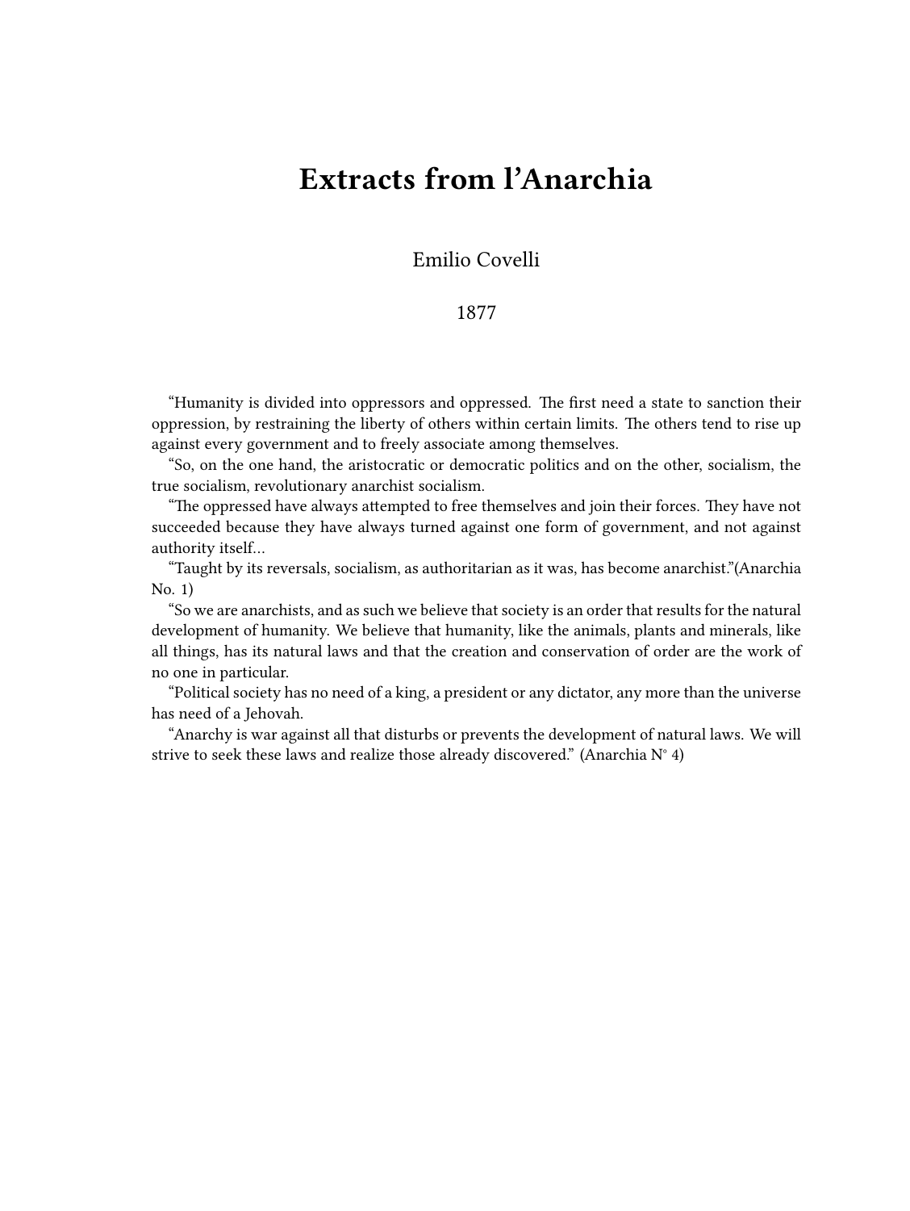# Extracts from l'Anarchia

Emilio Covelli

1877

"Humanity is divided into oppressors and oppressed. The first need a state to sanction their oppression, by restraining the liberty of others within certain limits. The others tend to rise up against every government and to freely associate among themselves.

"So, on the one hand, the aristocratic or democratic politics and on the other, socialism, the true socialism, revolutionary anarchist socialism.

"The oppressed have always attempted to free themselves and join their forces. They have not succeeded because they have always turned against one form of government, and not against authority itself…

"Taught by its reversals, socialism, as authoritarian as it was, has become anarchist."(Anarchia No. 1)

"So we are anarchists, and as such we believe that society is an order that results for the natural development of humanity. We believe that humanity, like the animals, plants and minerals, like all things, has its natural laws and that the creation and conservation of order are the work of no one in particular.

"Political society has no need of a king, a president or any dictator, any more than the universe has need of a Jehovah.

"Anarchy is war against all that disturbs or prevents the development of natural laws. We will strive to seek these laws and realize those already discovered." (Anarchia N° 4)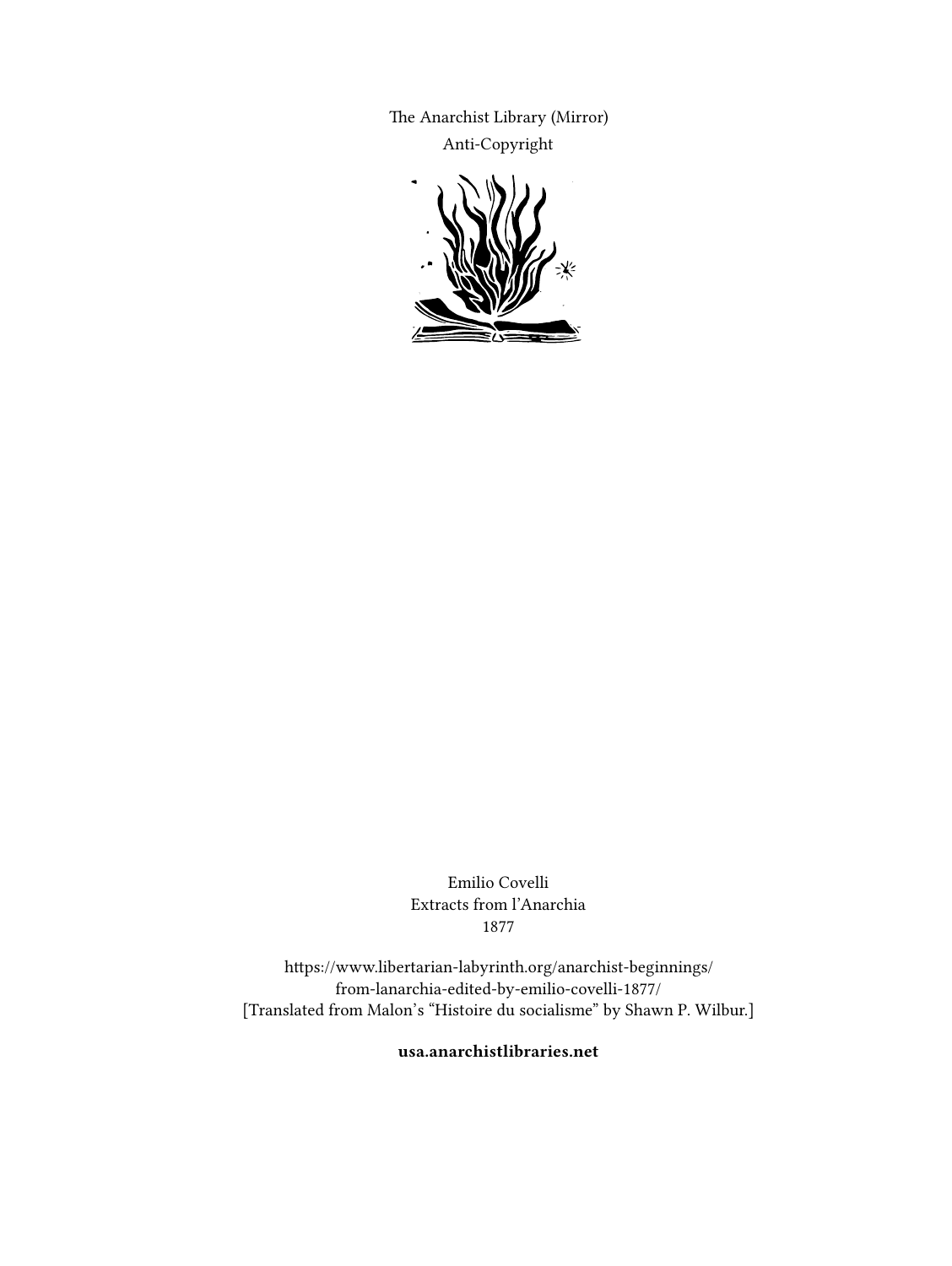The Anarchist Library (Mirror)
Anti-Copyright

Emilio Covelli
Extracts from l'Anarchia
1877

https://www.libertarian-labyrinth.org/anarchist-beginnings/from-lanarchia-edited-by-emilio-covelli-1877/
[Translated from Malon's "Histoire du socialisme" by Shawn P. Wilbur.]

**usa.anarchistlibraries.net**